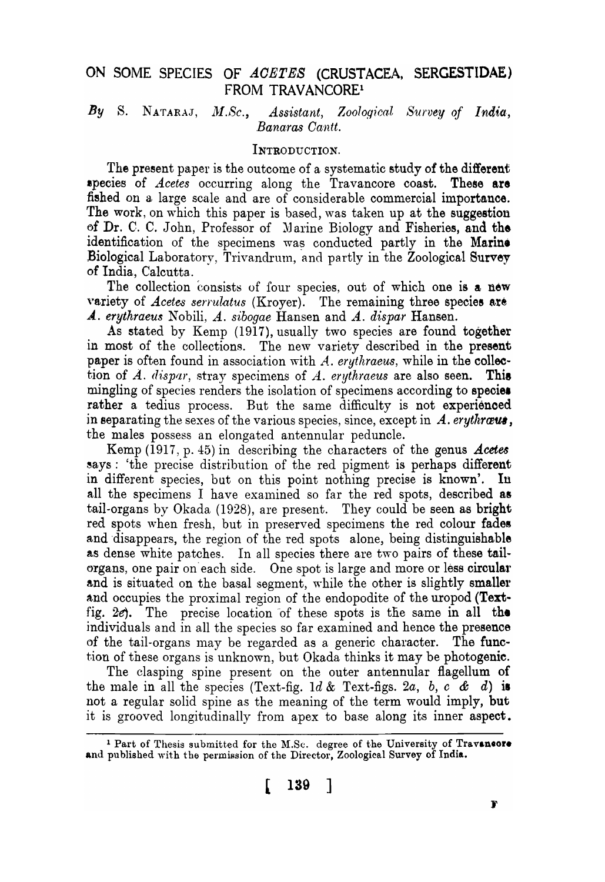# ON SOME SPECIES OF *ACETES* (CRUSTACEA, SERGESTIDAE) FROM TRAVANCORE[1]

*By* S. NATARAJ, *M.Sc., Assistant, Zoological Survey of India, Banaras Cantt.*

## INTRODUCTION.

The present paper is the outcome of a systematic study of the different species of *Acetes* occurring along the Travancore coast. These are fished on a large scale and are of considerable commercial importance. The work, on which this paper is based, was taken up at the suggestion of Dr. C. C. John, Professor of Marine Biology and Fisheries, and the identification of the specimens was conducted partly in the Marine Biological Laboratory, Trivandrum, and partly in the Zoological Survey of India, Calcutta.

The collection consists of four species, out of which one is a new variety of *Acetes serrulatus* (Kroyer). The remaining three species are *A. erythraeus* Nobili, *A. sibogae* Hansen and *A. dispar* Hansen.

As stated by Kemp (1917), usually two species are found together in most of the collections. The new variety described in the present paper is often found in association with *A. erythraeus*, while in the collection of *A. dispar*, stray specimens of *A. erythraeus* are also seen. This mingling of species renders the isolation of specimens according to species rather a tedius process. But the same difficulty is not experienced in separating the sexes of the various species, since, except in *A. erythræus*, the males possess an elongated antennular peduncle.

Kemp (1917, p. 45) in describing the characters of the genus *Acetes* says: 'the precise distribution of the red pigment is perhaps different in different species, but on this point nothing precise is known'. In all the specimens I have examined so far the red spots, described as tail-organs by Okada (1928), are present. They could be seen as bright red spots when fresh, but in preserved specimens the red colour fades and disappears, the region of the red spots alone, being distinguishable as dense white patches. In all species there are two pairs of these tail-organs, one pair on each side. One spot is large and more or less circular and is situated on the basal segment, while the other is slightly smaller and occupies the proximal region of the endopodite of the uropod (Text-fig. 2*e*). The precise location of these spots is the same in all the individuals and in all the species so far examined and hence the presence of the tail-organs may be regarded as a generic character. The function of these organs is unknown, but Okada thinks it may be photogenic.

The clasping spine present on the outer antennular flagellum of the male in all the species (Text-fig. 1*d* & Text-figs. 2*a*, *b*, *c* & *d*) is not a regular solid spine as the meaning of the term would imply, but it is grooved longitudinally from apex to base along its inner aspect.

---

[1] Part of Thesis submitted for the M.Sc. degree of the University of Travancore and published with the permission of the Director, Zoological Survey of India.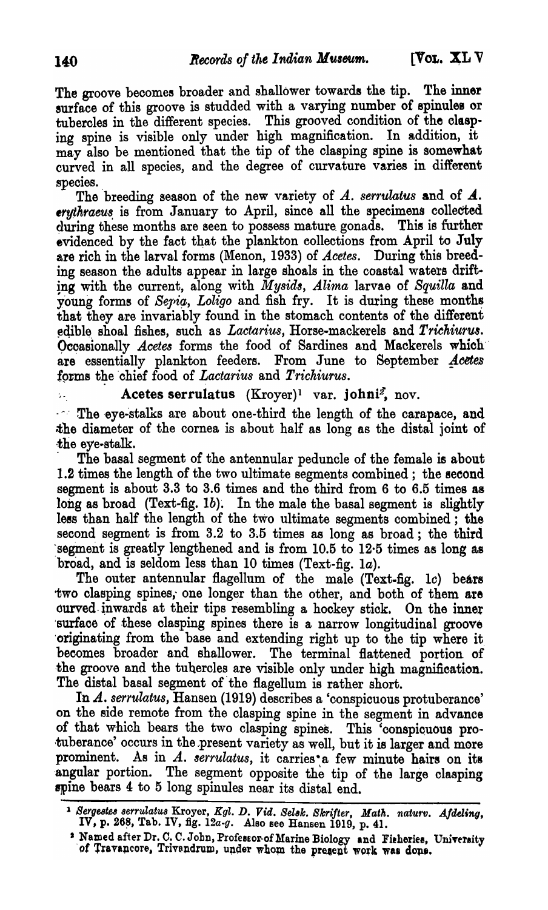The groove becomes broader and shallower towards the tip. The inner surface of this groove is studded with a varying number of spinules or tubercles in the different species. This grooved condition of the clasping spine is visible only under high magnification. In addition, it may also be mentioned that the tip of the clasping spine is somewhat curved in all species, and the degree of curvature varies in different species.

The breeding season of the new variety of *A. serrulatus* and of *A. erythraeus* is from January to April, since all the specimens collected during these months are seen to possess mature gonads. This is further evidenced by the fact that the plankton collections from April to July are rich in the larval forms (Menon, 1933) of *Acetes*. During this breeding season the adults appear in large shoals in the coastal waters drifting with the current, along with *Mysids*, *Alima* larvae of *Squilla* and young forms of *Sepia*, *Loligo* and fish fry. It is during these months that they are invariably found in the stomach contents of the different edible shoal fishes, such as *Lactarius*, Horse-mackerels and *Trichiurus*. Occasionally *Acetes* forms the food of Sardines and Mackerels which are essentially plankton feeders. From June to September *Acetes* forms the chief food of *Lactarius* and *Trichiurus*.

## Acetes serrulatus (Kroyer)[1] var. johni[2], nov.

The eye-stalks are about one-third the length of the carapace, and the diameter of the cornea is about half as long as the distal joint of the eye-stalk.

The basal segment of the antennular peduncle of the female is about 1.2 times the length of the two ultimate segments combined; the second segment is about 3.3 to 3.6 times and the third from 6 to 6.5 times as long as broad (Text-fig. 1*b*). In the male the basal segment is slightly less than half the length of the two ultimate segments combined; the second segment is from 3.2 to 3.5 times as long as broad; the third segment is greatly lengthened and is from 10.5 to 12·5 times as long as broad, and is seldom less than 10 times (Text-fig. 1*a*).

The outer antennular flagellum of the male (Text-fig. 1*c*) bears two clasping spines, one longer than the other, and both of them are curved inwards at their tips resembling a hockey stick. On the inner surface of these clasping spines there is a narrow longitudinal groove originating from the base and extending right up to the tip where it becomes broader and shallower. The terminal flattened portion of the groove and the tubercles are visible only under high magnification. The distal basal segment of the flagellum is rather short.

In *A. serrulatus*, Hansen (1919) describes a 'conspicuous protuberance' on the side remote from the clasping spine in the segment in advance of that which bears the two clasping spines. This 'conspicuous protuberance' occurs in the present variety as well, but it is larger and more prominent. As in *A. serrulatus*, it carries a few minute hairs on its angular portion. The segment opposite the tip of the large clasping spine bears 4 to 5 long spinules near its distal end.

---

[1] *Sergestes serrulatus* Kroyer, *Kgl. D. Vid. Selsk. Skrifter, Math. naturv. Afdeling*, IV, p. 268, Tab. IV, fig. 12*a*-*g*. Also see Hansen 1919, p. 41.

[2] Named after Dr. C. C. John, Professor of Marine Biology and Fisheries, University of Travancore, Trivandrum, under whom the present work was done.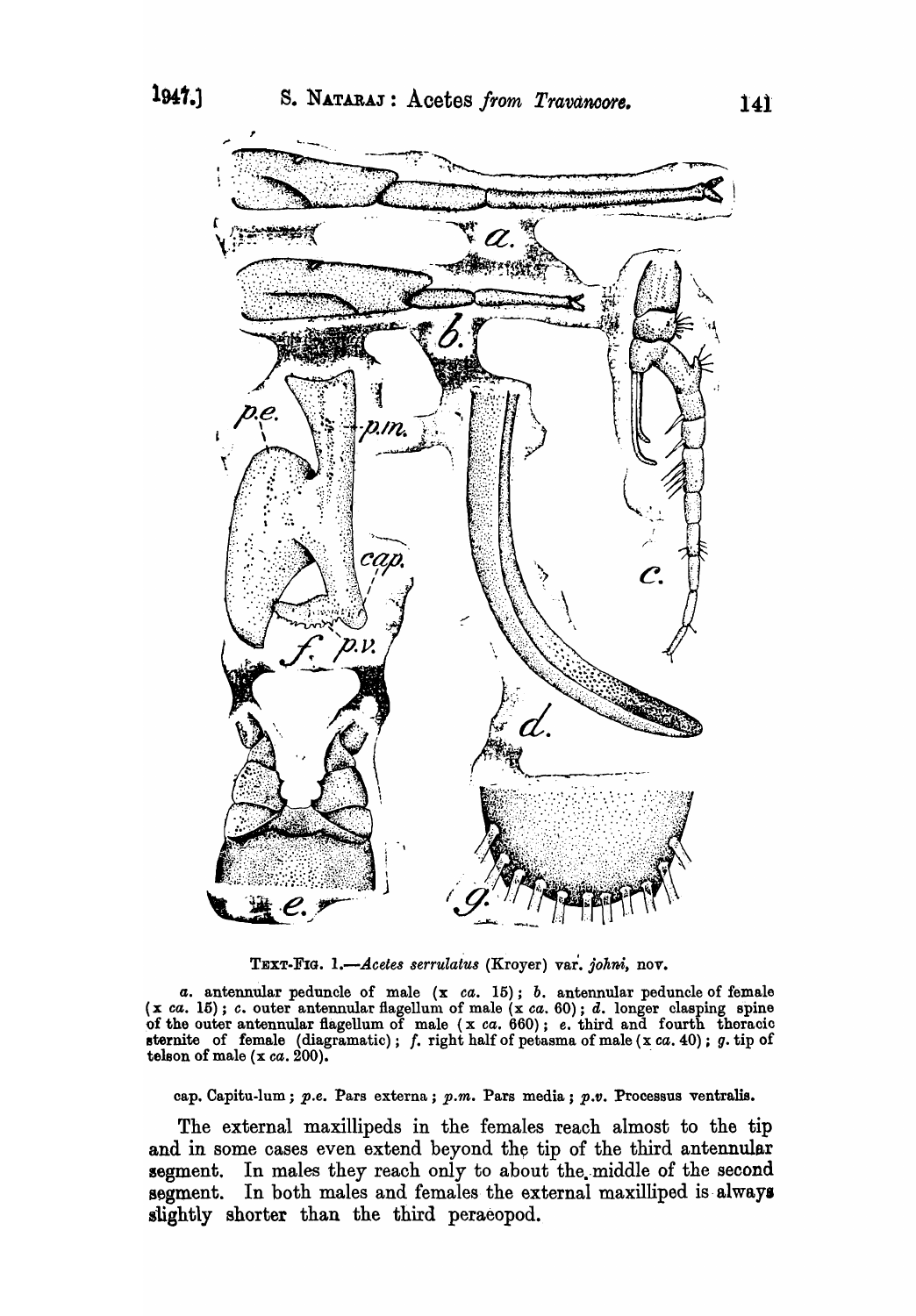TEXT-FIG. 1.—*Acetes serrulatus* (Kroyer) var. *johni*, nov.

*a.* antennular peduncle of male (x *ca.* 15); *b.* antennular peduncle of female (x *ca.* 15); *c.* outer antennular flagellum of male (x *ca.* 60); *d.* longer clasping spine of the outer antennular flagellum of male (x *ca.* 660); *e.* third and fourth thoracic sternite of female (diagramatic); *f.* right half of petasma of male (x *ca.* 40); *g.* tip of telson of male (x *ca.* 200).

cap. Capitu-lum; *p.e.* Pars externa; *p.m.* Pars media; *p.v.* Processus ventralis.

The external maxillipeds in the females reach almost to the tip and in some cases even extend beyond the tip of the third antennular segment. In males they reach only to about the middle of the second segment. In both males and females the external maxilliped is always slightly shorter than the third peraeopod.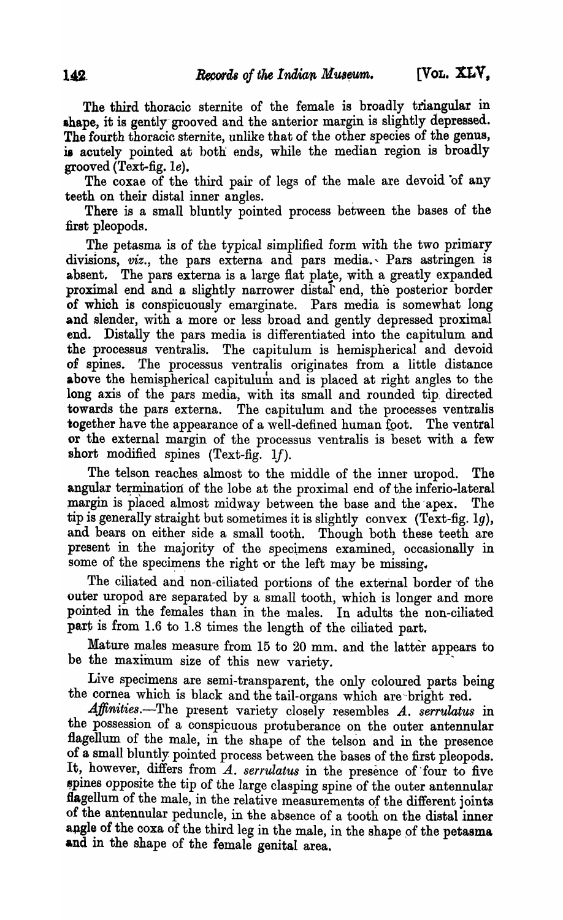The third thoracic sternite of the female is broadly triangular in shape, it is gently grooved and the anterior margin is slightly depressed. The fourth thoracic sternite, unlike that of the other species of the genus, is acutely pointed at both ends, while the median region is broadly grooved (Text-fig. 1*e*).

The coxae of the third pair of legs of the male are devoid of any teeth on their distal inner angles.

There is a small bluntly pointed process between the bases of the first pleopods.

The petasma is of the typical simplified form with the two primary divisions, *viz.*, the pars externa and pars media. Pars astringen is absent. The pars externa is a large flat plate, with a greatly expanded proximal end and a slightly narrower distal end, the posterior border of which is conspicuously emarginate. Pars media is somewhat long and slender, with a more or less broad and gently depressed proximal end. Distally the pars media is differentiated into the capitulum and the processus ventralis. The capitulum is hemispherical and devoid of spines. The processus ventralis originates from a little distance above the hemispherical capitulum and is placed at right angles to the long axis of the pars media, with its small and rounded tip directed towards the pars externa. The capitulum and the processes ventralis together have the appearance of a well-defined human foot. The ventral or the external margin of the processus ventralis is beset with a few short modified spines (Text-fig. 1*f*).

The telson reaches almost to the middle of the inner uropod. The angular termination of the lobe at the proximal end of the inferio-lateral margin is placed almost midway between the base and the apex. The tip is generally straight but sometimes it is slightly convex (Text-fig. 1*g*), and bears on either side a small tooth. Though both these teeth are present in the majority of the specimens examined, occasionally in some of the specimens the right or the left may be missing.

The ciliated and non-ciliated portions of the external border of the outer uropod are separated by a small tooth, which is longer and more pointed in the females than in the males. In adults the non-ciliated part is from 1.6 to 1.8 times the length of the ciliated part.

Mature males measure from 15 to 20 mm. and the latter appears to be the maximum size of this new variety.

Live specimens are semi-transparent, the only coloured parts being the cornea which is black and the tail-organs which are bright red.

*Affinities.*—The present variety closely resembles *A. serrulatus* in the possession of a conspicuous protuberance on the outer antennular flagellum of the male, in the shape of the telson and in the presence of a small bluntly pointed process between the bases of the first pleopods. It, however, differs from *A. serrulatus* in the presence of four to five spines opposite the tip of the large clasping spine of the outer antennular flagellum of the male, in the relative measurements of the different joints of the antennular peduncle, in the absence of a tooth on the distal inner angle of the coxa of the third leg in the male, in the shape of the petasma and in the shape of the female genital area.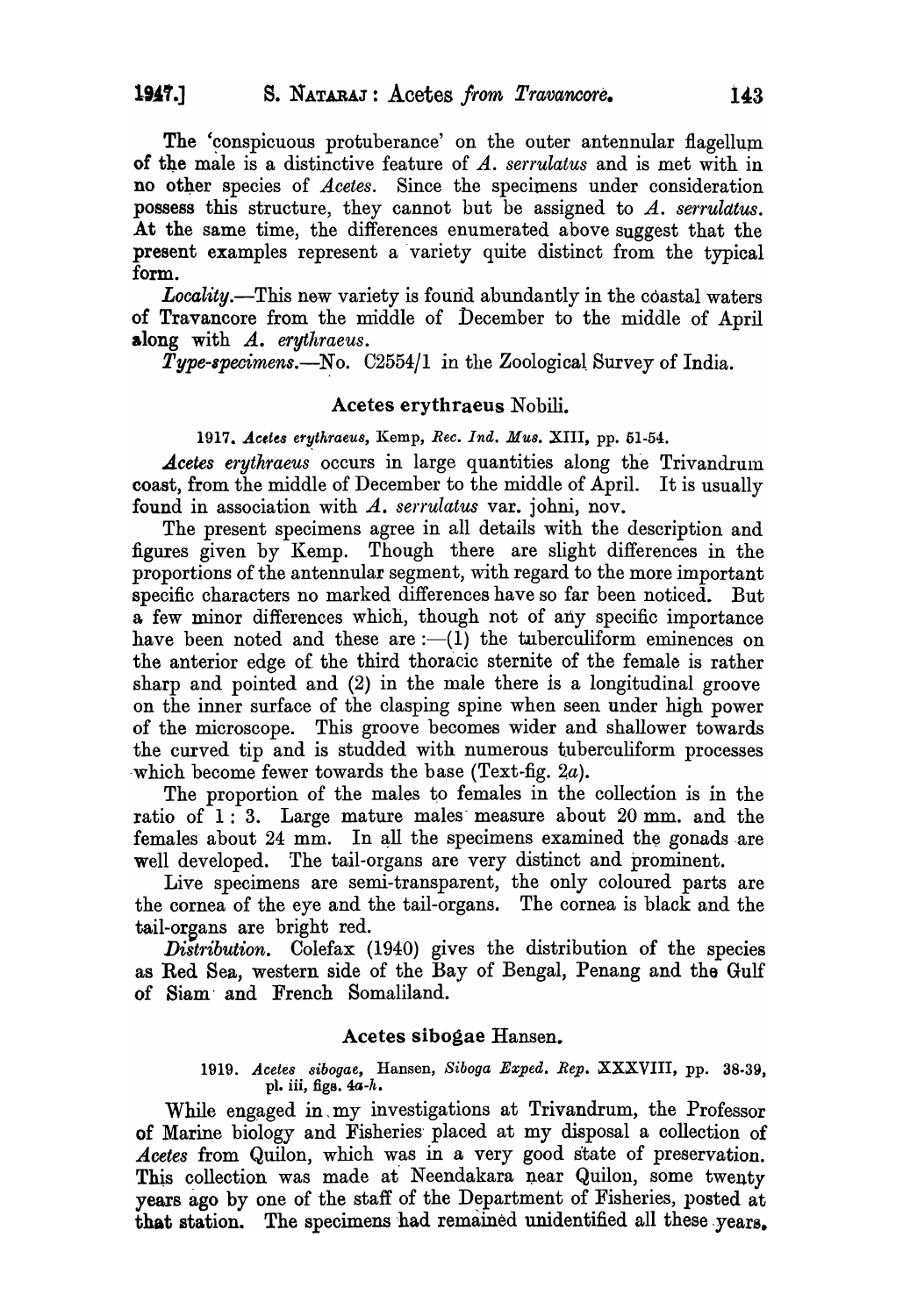The 'conspicuous protuberance' on the outer antennular flagellum of the male is a distinctive feature of *A. serrulatus* and is met with in no other species of *Acetes*. Since the specimens under consideration possess this structure, they cannot but be assigned to *A. serrulatus*. At the same time, the differences enumerated above suggest that the present examples represent a variety quite distinct from the typical form.

*Locality*.—This new variety is found abundantly in the coastal waters of Travancore from the middle of December to the middle of April along with *A. erythraeus*.

*Type-specimens*.—No. C2554/1 in the Zoological Survey of India.

## Acetes erythraeus Nobili.

1917. *Acetes erythraeus*, Kemp, *Rec. Ind. Mus.* XIII, pp. 51-54.

*Acetes erythraeus* occurs in large quantities along the Trivandrum coast, from the middle of December to the middle of April. It is usually found in association with *A. serrulatus* var. johni, nov.

The present specimens agree in all details with the description and figures given by Kemp. Though there are slight differences in the proportions of the antennular segment, with regard to the more important specific characters no marked differences have so far been noticed. But a few minor differences which, though not of any specific importance have been noted and these are :—(1) the tuberculiform eminences on the anterior edge of the third thoracic sternite of the female is rather sharp and pointed and (2) in the male there is a longitudinal groove on the inner surface of the clasping spine when seen under high power of the microscope. This groove becomes wider and shallower towards the curved tip and is studded with numerous tuberculiform processes which become fewer towards the base (Text-fig. 2*a*).

The proportion of the males to females in the collection is in the ratio of 1 : 3. Large mature males measure about 20 mm. and the females about 24 mm. In all the specimens examined the gonads are well developed. The tail-organs are very distinct and prominent.

Live specimens are semi-transparent, the only coloured parts are the cornea of the eye and the tail-organs. The cornea is black and the tail-organs are bright red.

*Distribution*. Colefax (1940) gives the distribution of the species as Red Sea, western side of the Bay of Bengal, Penang and the Gulf of Siam and French Somaliland.

## Acetes sibogae Hansen.

1919. *Acetes sibogae*, Hansen, *Siboga Exped. Rep.* XXXVIII, pp. 38-39, pl. iii, figs. 4*a*-*h*.

While engaged in my investigations at Trivandrum, the Professor of Marine biology and Fisheries placed at my disposal a collection of *Acetes* from Quilon, which was in a very good state of preservation. This collection was made at Neendakara near Quilon, some twenty years ago by one of the staff of the Department of Fisheries, posted at that station. The specimens had remained unidentified all these years.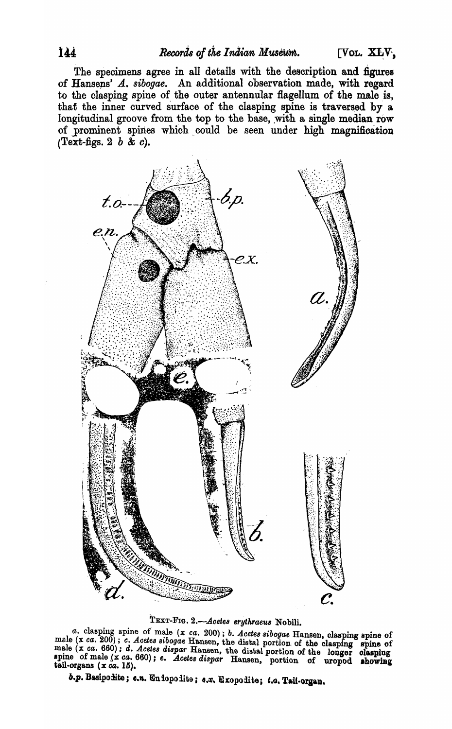The specimens agree in all details with the description and figures of Hansens' *A. sibogae*. An additional observation made, with regard to the clasping spine of the outer antennular flagellum of the male is, that the inner curved surface of the clasping spine is traversed by a longitudinal groove from the top to the base, with a single median row of prominent spines which could be seen under high magnification (Text-figs. 2 *b* & *c*).

TEXT-FIG. 2.—*Acetes erythraeus* Nobili.

*a.* clasping spine of male (x *ca.* 200); *b. Acetes sibogae* Hansen, clasping spine of male (x *ca.* 200); *c. Acetes sibogae* Hansen, the distal portion of the clasping spine of male (x *ca.* 660); *d. Acetes dispar* Hansen, the distal portion of the longer clasping spine of male (x *ca.* 660); *e. Acetes dispar* Hansen, portion of uropod showing tail-organs (x *ca.* 15).

*b.p.* Basipodite; *e.n.* Endopodite; *e.x.* Exopodite; *t.o.* Tail-organ.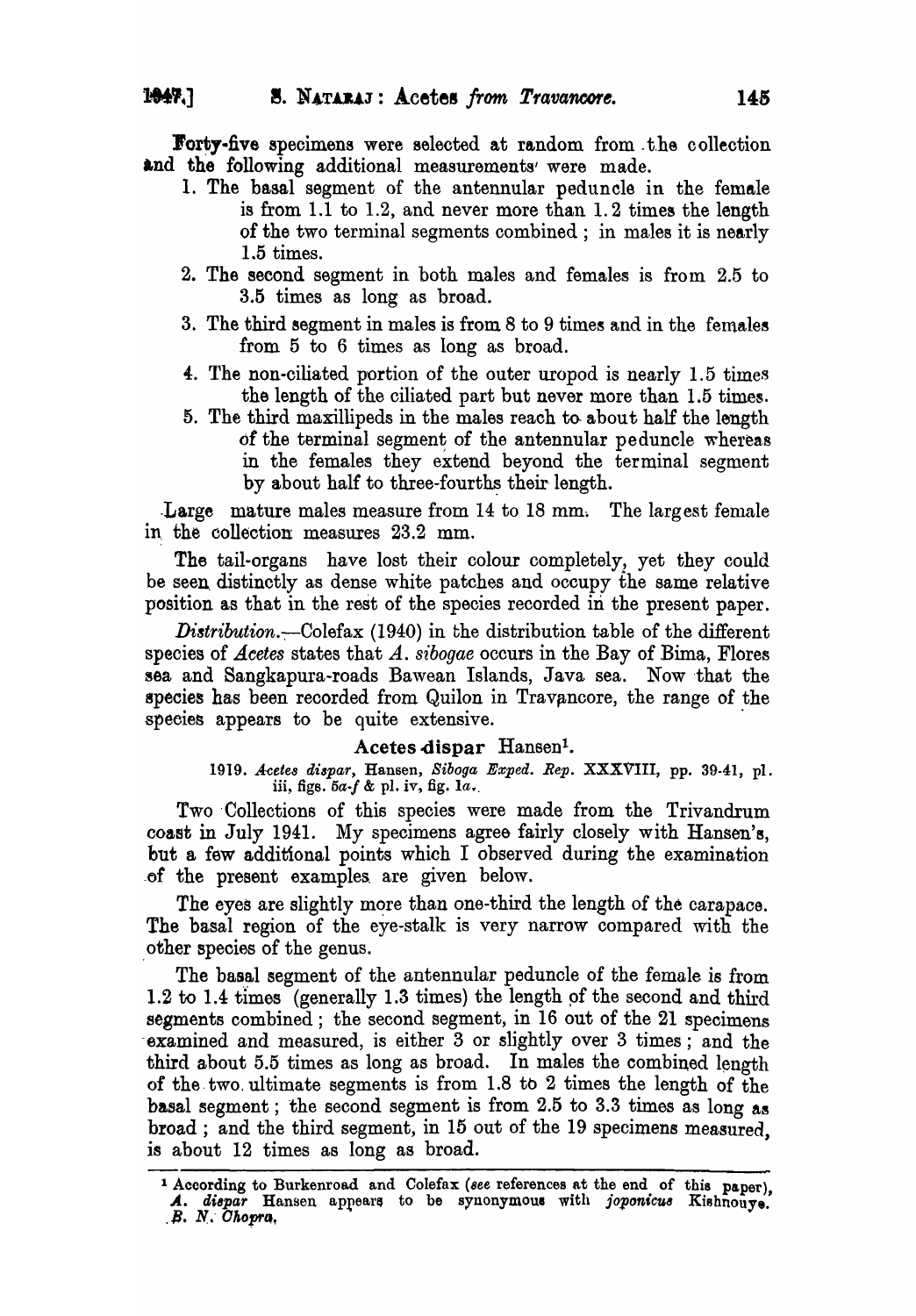Forty-five specimens were selected at random from the collection and the following additional measurements were made.

1. The basal segment of the antennular peduncle in the female is from 1.1 to 1.2, and never more than 1.2 times the length of the two terminal segments combined; in males it is nearly 1.5 times.
2. The second segment in both males and females is from 2.5 to 3.5 times as long as broad.
3. The third segment in males is from 8 to 9 times and in the females from 5 to 6 times as long as broad.
4. The non-ciliated portion of the outer uropod is nearly 1.5 times the length of the ciliated part but never more than 1.5 times.
5. The third maxillipeds in the males reach to about half the length of the terminal segment of the antennular peduncle whereas in the females they extend beyond the terminal segment by about half to three-fourths their length.

Large mature males measure from 14 to 18 mm. The largest female in the collection measures 23.2 mm.

The tail-organs have lost their colour completely, yet they could be seen distinctly as dense white patches and occupy the same relative position as that in the rest of the species recorded in the present paper.

*Distribution.*—Colefax (1940) in the distribution table of the different species of *Acetes* states that *A. sibogae* occurs in the Bay of Bima, Flores sea and Sangkapura-roads Bawean Islands, Java sea. Now that the species has been recorded from Quilon in Travancore, the range of the species appears to be quite extensive.

### Acetes dispar Hansen[1].

1919. *Acetes dispar*, Hansen, *Siboga Exped. Rep.* XXXVIII, pp. 39-41, pl. iii, figs. 5*a*-*f* & pl. iv, fig. 1*a*.

Two Collections of this species were made from the Trivandrum coast in July 1941. My specimens agree fairly closely with Hansen's, but a few additional points which I observed during the examination of the present examples are given below.

The eyes are slightly more than one-third the length of the carapace. The basal region of the eye-stalk is very narrow compared with the other species of the genus.

The basal segment of the antennular peduncle of the female is from 1.2 to 1.4 times (generally 1.3 times) the length of the second and third segments combined; the second segment, in 16 out of the 21 specimens examined and measured, is either 3 or slightly over 3 times; and the third about 5.5 times as long as broad. In males the combined length of the two ultimate segments is from 1.8 to 2 times the length of the basal segment; the second segment is from 2.5 to 3.3 times as long as broad; and the third segment, in 15 out of the 19 specimens measured, is about 12 times as long as broad.

---

[1] According to Burkenroad and Colefax (*see* references at the end of this paper), *A. dispar* Hansen appears to be synonymous with *joponicus* Kishnouye. *B. N. Chopra.*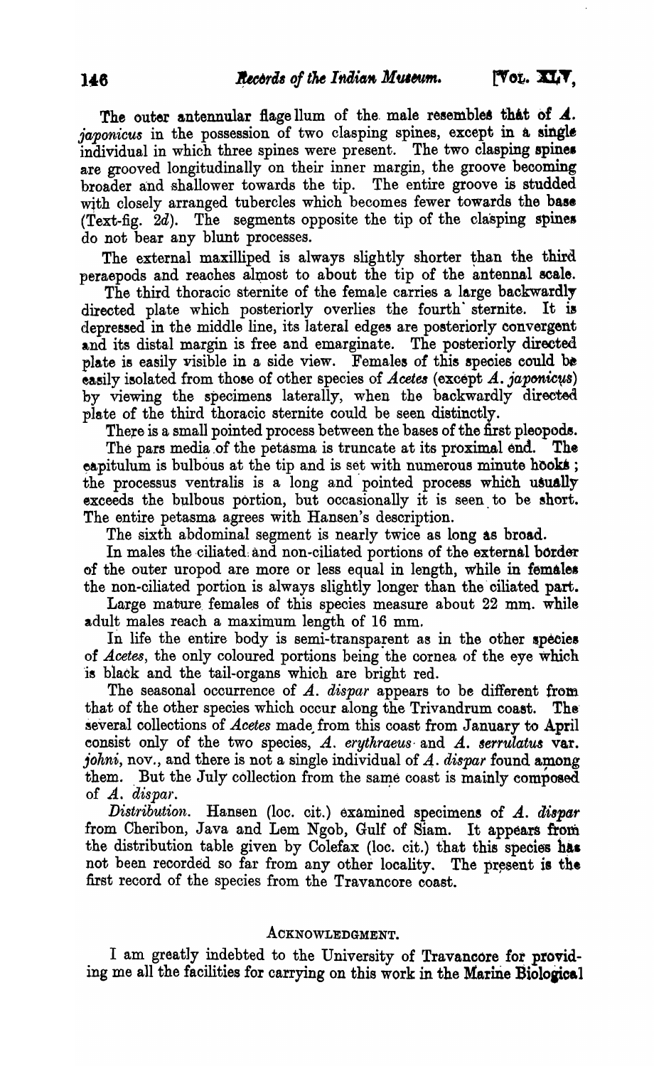The outer antennular flagellum of the male resembles that of *A. japonicus* in the possession of two clasping spines, except in a single individual in which three spines were present. The two clasping spines are grooved longitudinally on their inner margin, the groove becoming broader and shallower towards the tip. The entire groove is studded with closely arranged tubercles which becomes fewer towards the base (Text-fig. 2*d*). The segments opposite the tip of the clasping spines do not bear any blunt processes.

The external maxilliped is always slightly shorter than the third peraepods and reaches almost to about the tip of the antennal scale.

The third thoracic sternite of the female carries a large backwardly directed plate which posteriorly overlies the fourth sternite. It is depressed in the middle line, its lateral edges are posteriorly convergent and its distal margin is free and emarginate. The posteriorly directed plate is easily visible in a side view. Females of this species could be easily isolated from those of other species of *Acetes* (except *A. japonicus*) by viewing the specimens laterally, when the backwardly directed plate of the third thoracic sternite could be seen distinctly.

There is a small pointed process between the bases of the first pleopods.

The pars media of the petasma is truncate at its proximal end. The capitulum is bulbous at the tip and is set with numerous minute hooks; the processus ventralis is a long and pointed process which usually exceeds the bulbous portion, but occasionally it is seen to be short. The entire petasma agrees with Hansen's description.

The sixth abdominal segment is nearly twice as long as broad.

In males the ciliated and non-ciliated portions of the external border of the outer uropod are more or less equal in length, while in females the non-ciliated portion is always slightly longer than the ciliated part.

Large mature females of this species measure about 22 mm. while adult males reach a maximum length of 16 mm.

In life the entire body is semi-transparent as in the other species of *Acetes*, the only coloured portions being the cornea of the eye which is black and the tail-organs which are bright red.

The seasonal occurrence of *A. dispar* appears to be different from that of the other species which occur along the Trivandrum coast. The several collections of *Acetes* made from this coast from January to April consist only of the two species, *A. erythraeus* and *A. serrulatus* var. *johni*, nov., and there is not a single individual of *A. dispar* found among them. But the July collection from the same coast is mainly composed of *A. dispar*.

*Distribution.* Hansen (loc. cit.) examined specimens of *A. dispar* from Cheribon, Java and Lem Ngob, Gulf of Siam. It appears from the distribution table given by Colefax (loc. cit.) that this species has not been recorded so far from any other locality. The present is the first record of the species from the Travancore coast.

## Acknowledgment.

I am greatly indebted to the University of Travancore for providing me all the facilities for carrying on this work in the Marine Biological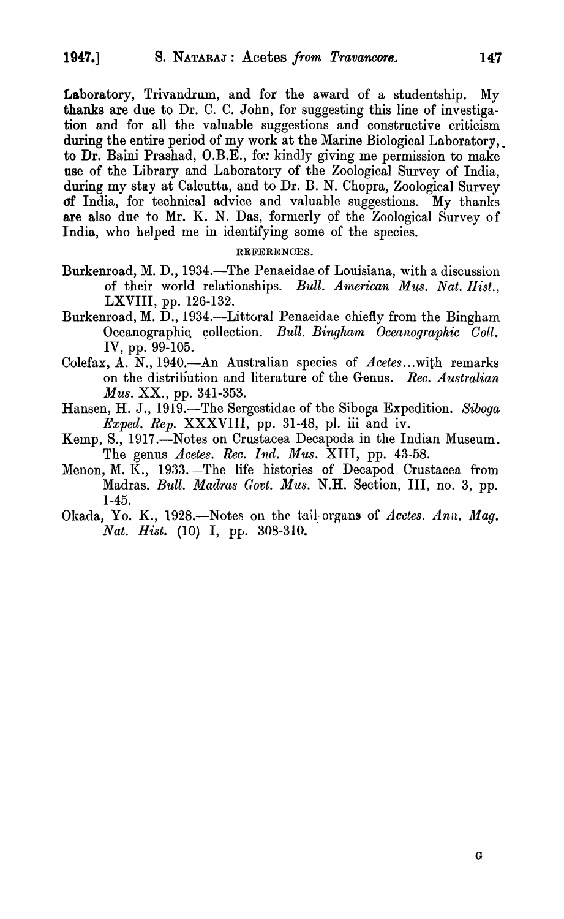Laboratory, Trivandrum, and for the award of a studentship. My thanks are due to Dr. C. C. John, for suggesting this line of investigation and for all the valuable suggestions and constructive criticism during the entire period of my work at the Marine Biological Laboratory, to Dr. Baini Prashad, O.B.E., for kindly giving me permission to make use of the Library and Laboratory of the Zoological Survey of India, during my stay at Calcutta, and to Dr. B. N. Chopra, Zoological Survey of India, for technical advice and valuable suggestions. My thanks are also due to Mr. K. N. Das, formerly of the Zoological Survey of India, who helped me in identifying some of the species.

## REFERENCES.

Burkenroad, M. D., 1934.—The Penaeidae of Louisiana, with a discussion of their world relationships. *Bull. American Mus. Nat. Hist.*, LXVIII, pp. 126-132.

Burkenroad, M. D., 1934.—Littoral Penaeidae chiefly from the Bingham Oceanographic collection. *Bull. Bingham Oceanographic Coll.* IV, pp. 99-105.

Colefax, A. N., 1940.—An Australian species of *Acetes*...with remarks on the distribution and literature of the Genus. *Rec. Australian Mus.* XX., pp. 341-353.

Hansen, H. J., 1919.—The Sergestidae of the Siboga Expedition. *Siboga Exped. Rep.* XXXVIII, pp. 31-48, pl. iii and iv.

Kemp, S., 1917.—Notes on Crustacea Decapoda in the Indian Museum. The genus *Acetes*. *Rec. Ind. Mus.* XIII, pp. 43-58.

Menon, M. K., 1933.—The life histories of Decapod Crustacea from Madras. *Bull. Madras Govt. Mus.* N.H. Section, III, no. 3, pp. 1-45.

Okada, Yo. K., 1928.—Notes on the tail organs of *Acetes*. *Ann. Mag. Nat. Hist.* (10) I, pp. 308-310.